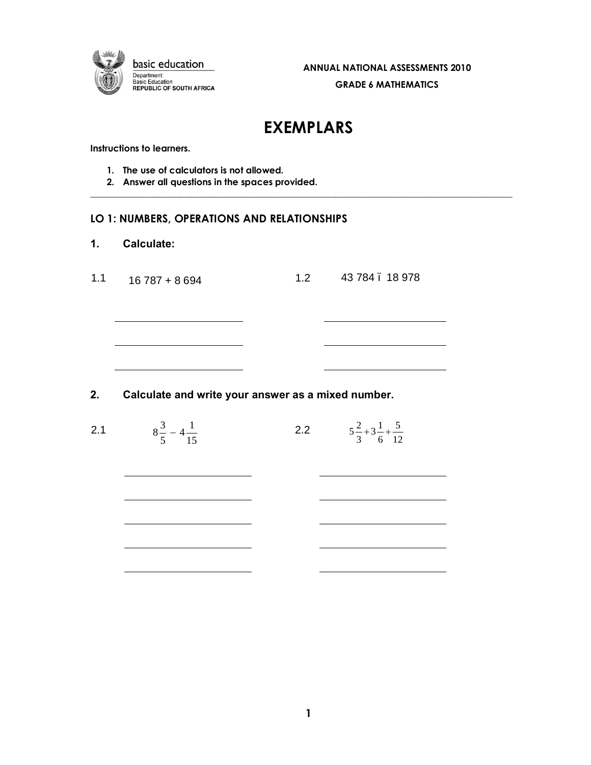basic education

Department:
Basic Education
REPUBLIC OF SOUTH AFRICA

**ANNUAL NATIONAL ASSESSMENTS 2010**

**GRADE 6 MATHEMATICS**

# EXEMPLARS

**Instructions to learners.**

1. **The use of calculators is not allowed.**
2. **Answer all questions in the spaces provided.**

---

## LO 1: NUMBERS, OPERATIONS AND RELATIONSHIPS

### 1. Calculate:

1.1 16 787 + 8 694

\_\_\_\_\_\_\_\_\_\_\_\_\_\_\_\_\_\_\_\_\_\_\_\_

\_\_\_\_\_\_\_\_\_\_\_\_\_\_\_\_\_\_\_\_\_\_\_\_

\_\_\_\_\_\_\_\_\_\_\_\_\_\_\_\_\_\_\_\_\_\_\_\_

1.2 43 784 – 18 978

\_\_\_\_\_\_\_\_\_\_\_\_\_\_\_\_\_\_\_\_\_\_\_\_

\_\_\_\_\_\_\_\_\_\_\_\_\_\_\_\_\_\_\_\_\_\_\_\_

\_\_\_\_\_\_\_\_\_\_\_\_\_\_\_\_\_\_\_\_\_\_\_\_

### 2. Calculate and write your answer as a mixed number.

2.1 $8\frac{3}{5} - 4\frac{1}{15}$

\_\_\_\_\_\_\_\_\_\_\_\_\_\_\_\_\_\_\_\_\_\_\_\_

\_\_\_\_\_\_\_\_\_\_\_\_\_\_\_\_\_\_\_\_\_\_\_\_

\_\_\_\_\_\_\_\_\_\_\_\_\_\_\_\_\_\_\_\_\_\_\_\_

\_\_\_\_\_\_\_\_\_\_\_\_\_\_\_\_\_\_\_\_\_\_\_\_

\_\_\_\_\_\_\_\_\_\_\_\_\_\_\_\_\_\_\_\_\_\_\_\_

2.2 $5\frac{2}{3}+3\frac{1}{6}+\frac{5}{12}$

\_\_\_\_\_\_\_\_\_\_\_\_\_\_\_\_\_\_\_\_\_\_\_\_

\_\_\_\_\_\_\_\_\_\_\_\_\_\_\_\_\_\_\_\_\_\_\_\_

\_\_\_\_\_\_\_\_\_\_\_\_\_\_\_\_\_\_\_\_\_\_\_\_

\_\_\_\_\_\_\_\_\_\_\_\_\_\_\_\_\_\_\_\_\_\_\_\_

\_\_\_\_\_\_\_\_\_\_\_\_\_\_\_\_\_\_\_\_\_\_\_\_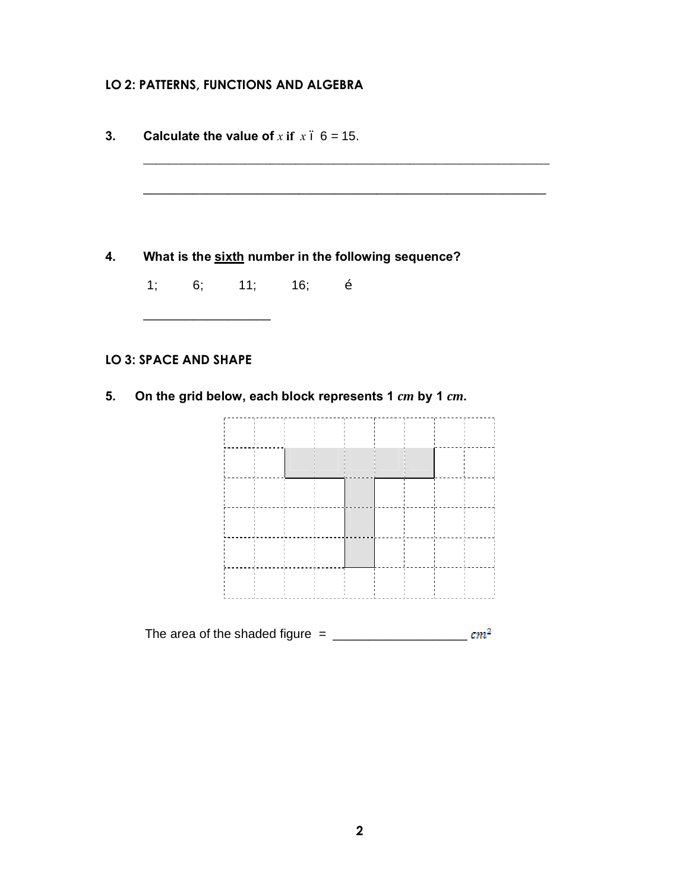**LO 2: PATTERNS, FUNCTIONS AND ALGEBRA**

**3.** **Calculate the value of $x$ if** $x$ ï 6 = 15.

______________________________________________________________

______________________________________________________________

**4.** **What is the sixth number in the following sequence?**

1; 6; 11; 16; é

__________________

**LO 3: SPACE AND SHAPE**

**5.** **On the grid below, each block represents 1 $cm$ by 1 $cm$.**

The area of the shaded figure = ___________________ $cm^2$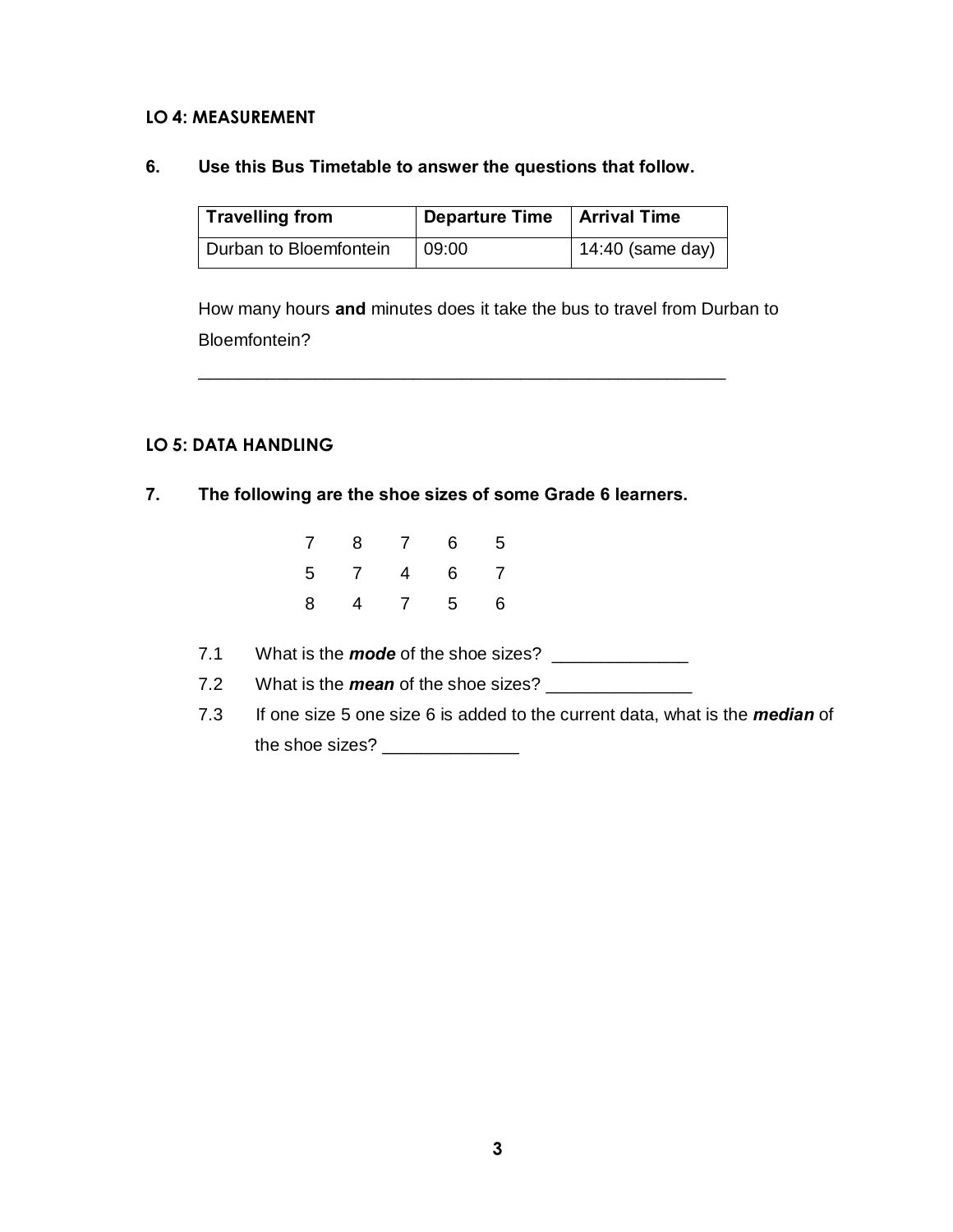### LO 4: MEASUREMENT

**6. Use this Bus Timetable to answer the questions that follow.**

| Travelling from | Departure Time | Arrival Time |
|---|---|---|
| Durban to Bloemfontein | 09:00 | 14:40 (same day) |

How many hours **and** minutes does it take the bus to travel from Durban to Bloemfontein?

_______________________________________________________

### LO 5: DATA HANDLING

**7. The following are the shoe sizes of some Grade 6 learners.**

| | | | | |
|---|---|---|---|---|
| 7 | 8 | 7 | 6 | 5 |
| 5 | 7 | 4 | 6 | 7 |
| 8 | 4 | 7 | 5 | 6 |

7.1 What is the ***mode*** of the shoe sizes? ______________

7.2 What is the ***mean*** of the shoe sizes? _______________

7.3 If one size 5 one size 6 is added to the current data, what is the ***median*** of the shoe sizes? ______________